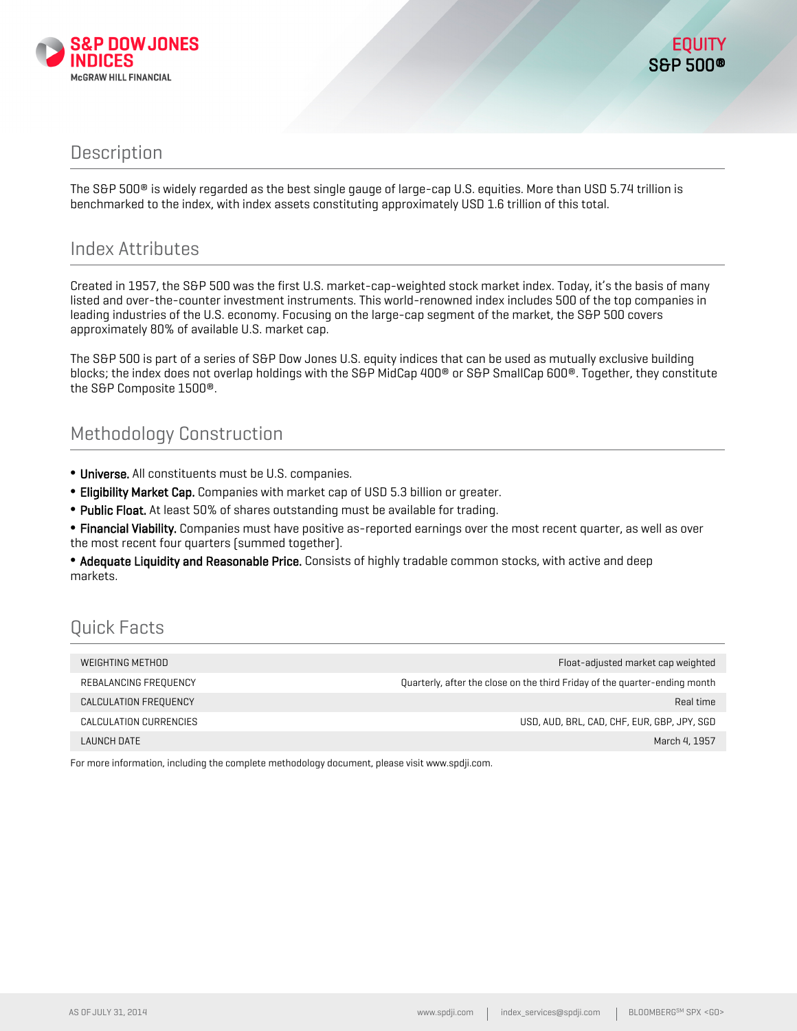S&P DOW JONES INDICES
McGRAW HILL FINANCIAL

EQUITY
S&P 500®

## Description

The S&P 500® is widely regarded as the best single gauge of large-cap U.S. equities. More than USD 5.74 trillion is benchmarked to the index, with index assets constituting approximately USD 1.6 trillion of this total.

## Index Attributes

Created in 1957, the S&P 500 was the first U.S. market-cap-weighted stock market index. Today, it's the basis of many listed and over-the-counter investment instruments. This world-renowned index includes 500 of the top companies in leading industries of the U.S. economy. Focusing on the large-cap segment of the market, the S&P 500 covers approximately 80% of available U.S. market cap.

The S&P 500 is part of a series of S&P Dow Jones U.S. equity indices that can be used as mutually exclusive building blocks; the index does not overlap holdings with the S&P MidCap 400® or S&P SmallCap 600®. Together, they constitute the S&P Composite 1500®.

## Methodology Construction

- **Universe.** All constituents must be U.S. companies.
- **Eligibility Market Cap.** Companies with market cap of USD 5.3 billion or greater.
- **Public Float.** At least 50% of shares outstanding must be available for trading.
- **Financial Viability.** Companies must have positive as-reported earnings over the most recent quarter, as well as over the most recent four quarters (summed together).
- **Adequate Liquidity and Reasonable Price.** Consists of highly tradable common stocks, with active and deep markets.

## Quick Facts

| | |
|---|---|
| WEIGHTING METHOD | Float-adjusted market cap weighted |
| REBALANCING FREQUENCY | Quarterly, after the close on the third Friday of the quarter-ending month |
| CALCULATION FREQUENCY | Real time |
| CALCULATION CURRENCIES | USD, AUD, BRL, CAD, CHF, EUR, GBP, JPY, SGD |
| LAUNCH DATE | March 4, 1957 |

For more information, including the complete methodology document, please visit www.spdji.com.

AS OF JULY 31, 2014 | www.spdji.com | index_services@spdji.com | BLOOMBERG[SM] SPX <GO>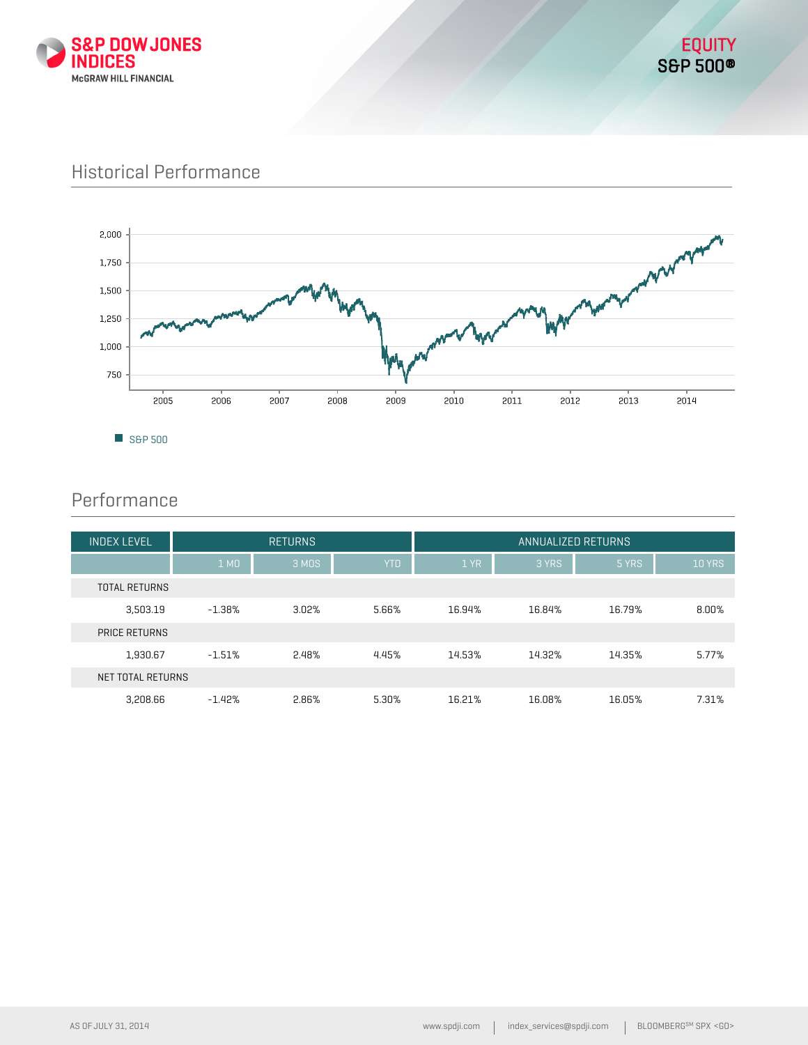EQUITY
**S&P 500®**

## Historical Performance

S&P 500

## Performance

| INDEX LEVEL | RETURNS | | | ANNUALIZED RETURNS | | | |
|---|---|---|---|---|---|---|---|
| | 1 MO | 3 MOS | YTD | 1 YR | 3 YRS | 5 YRS | 10 YRS |
| TOTAL RETURNS | | | | | | | |
| 3,503.19 | -1.38% | 3.02% | 5.66% | 16.94% | 16.84% | 16.79% | 8.00% |
| PRICE RETURNS | | | | | | | |
| 1,930.67 | -1.51% | 2.48% | 4.45% | 14.53% | 14.32% | 14.35% | 5.77% |
| NET TOTAL RETURNS | | | | | | | |
| 3,208.66 | -1.42% | 2.86% | 5.30% | 16.21% | 16.08% | 16.05% | 7.31% |

AS OF JULY 31, 2014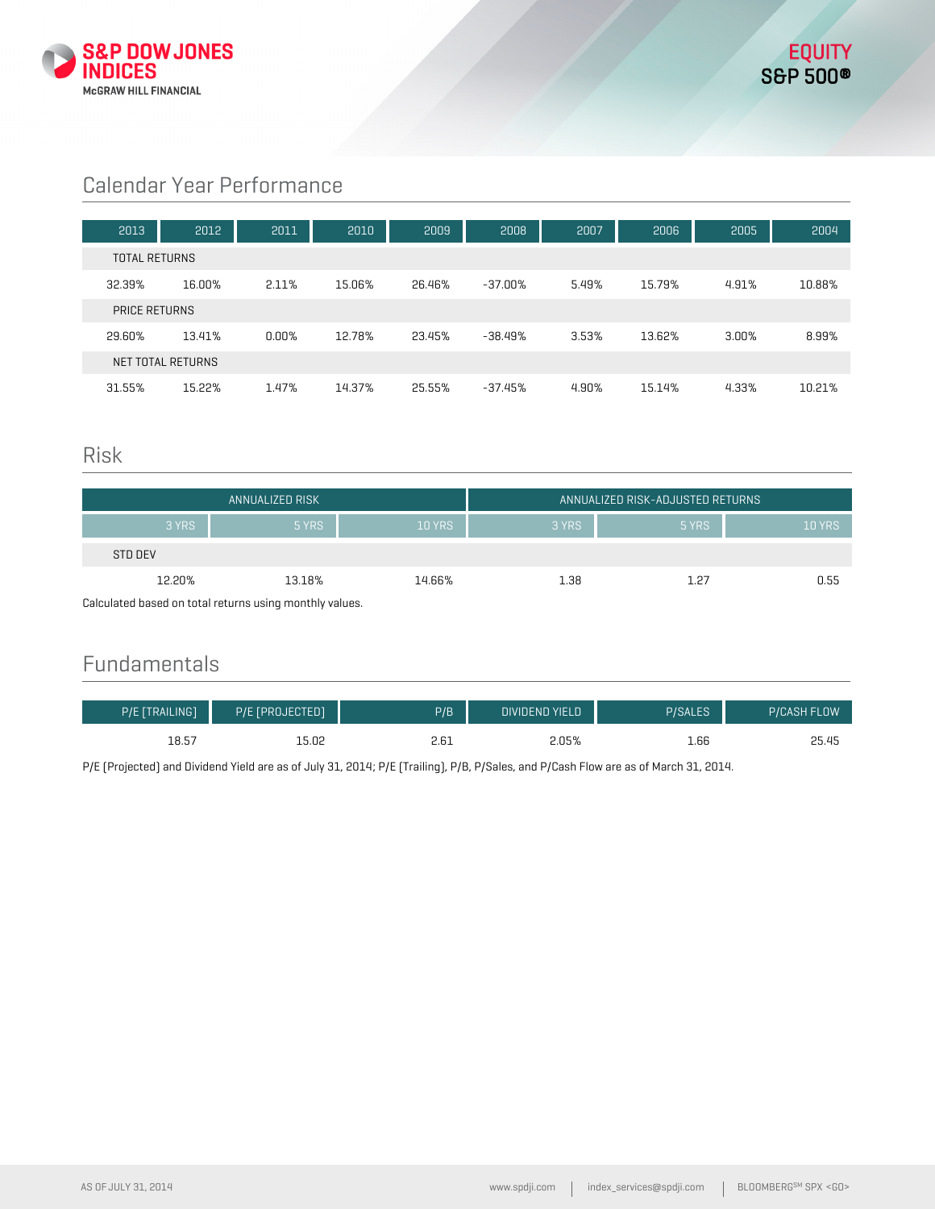## Calendar Year Performance

| | 2013 | 2012 | 2011 | 2010 | 2009 | 2008 | 2007 | 2006 | 2005 | 2004 |
|---|---|---|---|---|---|---|---|---|---|---|
| **TOTAL RETURNS** | | | | | | | | | | |
| | 32.39% | 16.00% | 2.11% | 15.06% | 26.46% | -37.00% | 5.49% | 15.79% | 4.91% | 10.88% |
| **PRICE RETURNS** | | | | | | | | | | |
| | 29.60% | 13.41% | 0.00% | 12.78% | 23.45% | -38.49% | 3.53% | 13.62% | 3.00% | 8.99% |
| **NET TOTAL RETURNS** | | | | | | | | | | |
| | 31.55% | 15.22% | 1.47% | 14.37% | 25.55% | -37.45% | 4.90% | 15.14% | 4.33% | 10.21% |

## Risk

| | ANNUALIZED RISK | | | ANNUALIZED RISK-ADJUSTED RETURNS | | |
|---|---|---|---|---|---|---|
| | 3 YRS | 5 YRS | 10 YRS | 3 YRS | 5 YRS | 10 YRS |
| STD DEV | 12.20% | 13.18% | 14.66% | 1.38 | 1.27 | 0.55 |

Calculated based on total returns using monthly values.

## Fundamentals

| P/E [TRAILING] | P/E [PROJECTED] | P/B | DIVIDEND YIELD | P/SALES | P/CASH FLOW |
|---|---|---|---|---|---|
| 18.57 | 15.02 | 2.61 | 2.05% | 1.66 | 25.45 |

P/E [Projected] and Dividend Yield are as of July 31, 2014; P/E [Trailing], P/B, P/Sales, and P/Cash Flow are as of March 31, 2014.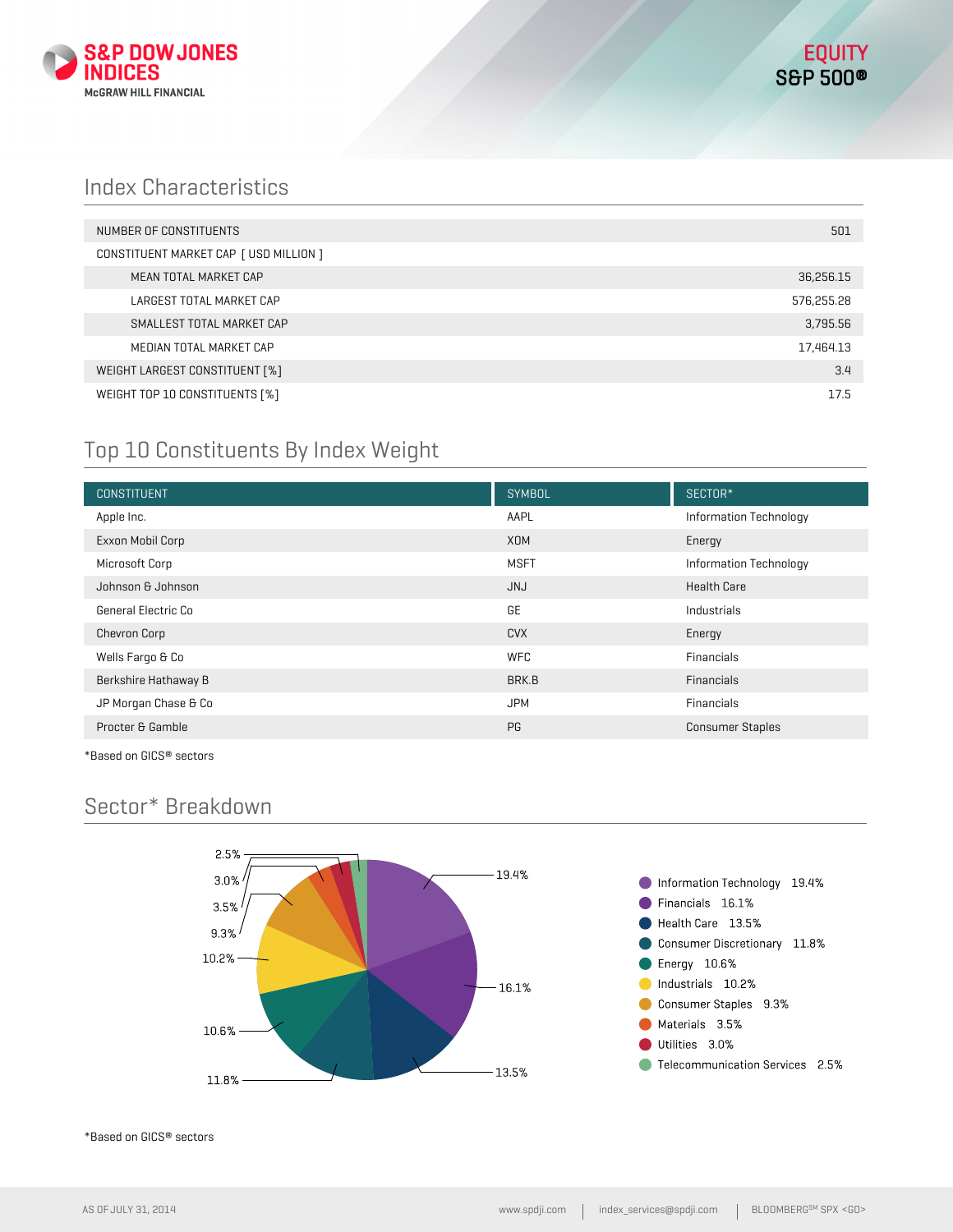EQUITY
S&P 500®

## Index Characteristics

| | |
|---|---|
| NUMBER OF CONSTITUENTS | 501 |
| CONSTITUENT MARKET CAP [ USD MILLION ] | |
| MEAN TOTAL MARKET CAP | 36,256.15 |
| LARGEST TOTAL MARKET CAP | 576,255.28 |
| SMALLEST TOTAL MARKET CAP | 3,795.56 |
| MEDIAN TOTAL MARKET CAP | 17,464.13 |
| WEIGHT LARGEST CONSTITUENT [%] | 3.4 |
| WEIGHT TOP 10 CONSTITUENTS [%] | 17.5 |

## Top 10 Constituents By Index Weight

| CONSTITUENT | SYMBOL | SECTOR* |
|---|---|---|
| Apple Inc. | AAPL | Information Technology |
| Exxon Mobil Corp | XOM | Energy |
| Microsoft Corp | MSFT | Information Technology |
| Johnson & Johnson | JNJ | Health Care |
| General Electric Co | GE | Industrials |
| Chevron Corp | CVX | Energy |
| Wells Fargo & Co | WFC | Financials |
| Berkshire Hathaway B | BRK.B | Financials |
| JP Morgan Chase & Co | JPM | Financials |
| Procter & Gamble | PG | Consumer Staples |

*Based on GICS® sectors

## Sector* Breakdown

| Sector | Weight |
|---|---|
| Information Technology | 19.4% |
| Financials | 16.1% |
| Health Care | 13.5% |
| Consumer Discretionary | 11.8% |
| Energy | 10.6% |
| Industrials | 10.2% |
| Consumer Staples | 9.3% |
| Materials | 3.5% |
| Utilities | 3.0% |
| Telecommunication Services | 2.5% |

*Based on GICS® sectors

AS OF JULY 31, 2014 | www.spdji.com | index_services@spdji.com | BLOOMBERG[SM] SPX <GO>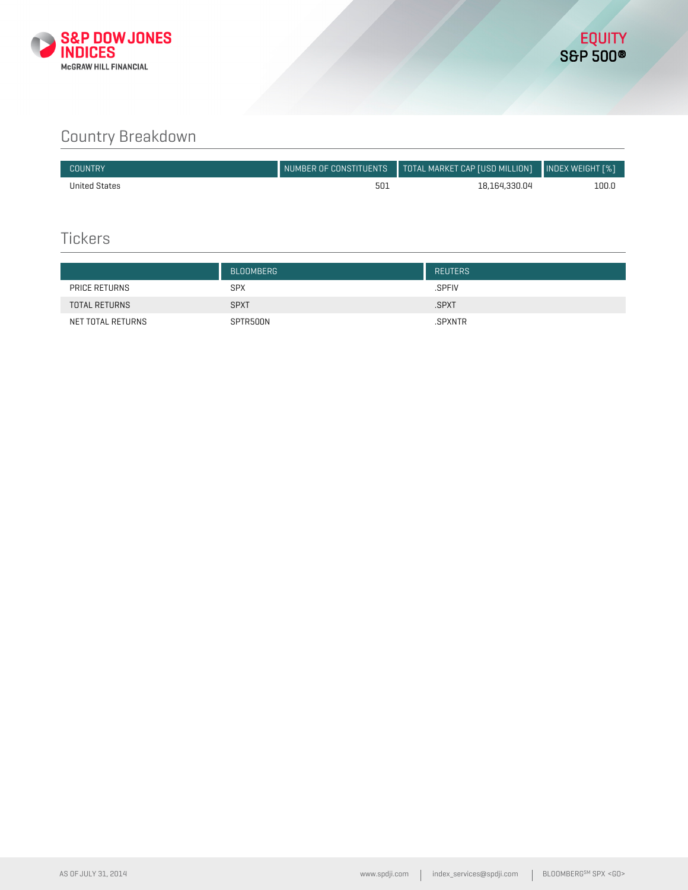## Country Breakdown

| COUNTRY | NUMBER OF CONSTITUENTS | TOTAL MARKET CAP [USD MILLION] | INDEX WEIGHT [%] |
|---|---|---|---|
| United States | 501 | 18,164,330.04 | 100.0 |

## Tickers

| | BLOOMBERG | REUTERS |
|---|---|---|
| PRICE RETURNS | SPX | .SPFIV |
| TOTAL RETURNS | SPXT | .SPXT |
| NET TOTAL RETURNS | SPTR500N | .SPXNTR |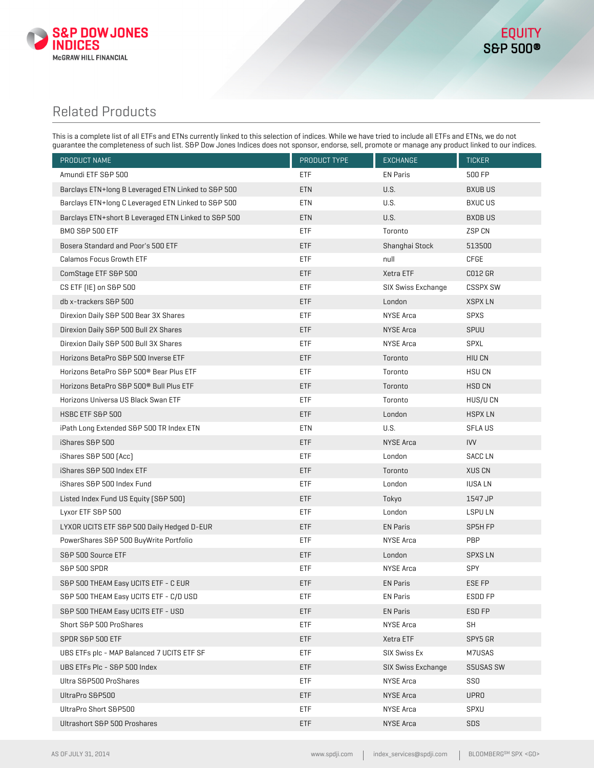## Related Products

This is a complete list of all ETFs and ETNs currently linked to this selection of indices. While we have tried to include all ETFs and ETNs, we do not guarantee the completeness of such list. S&P Dow Jones Indices does not sponsor, endorse, sell, promote or manage any product linked to our indices.

| PRODUCT NAME | PRODUCT TYPE | EXCHANGE | TICKER |
|---|---|---|---|
| Amundi ETF S&P 500 | ETF | EN Paris | 500 FP |
| Barclays ETN+long B Leveraged ETN Linked to S&P 500 | ETN | U.S. | BXUB US |
| Barclays ETN+long C Leveraged ETN Linked to S&P 500 | ETN | U.S. | BXUC US |
| Barclays ETN+short B Leveraged ETN Linked to S&P 500 | ETN | U.S. | BXDB US |
| BMO S&P 500 ETF | ETF | Toronto | ZSP CN |
| Bosera Standard and Poor's 500 ETF | ETF | Shanghai Stock | 513500 |
| Calamos Focus Growth ETF | ETF | null | CFGE |
| ComStage ETF S&P 500 | ETF | Xetra ETF | C012 GR |
| CS ETF (IE) on S&P 500 | ETF | SIX Swiss Exchange | CSSPX SW |
| db x-trackers S&P 500 | ETF | London | XSPX LN |
| Direxion Daily S&P 500 Bear 3X Shares | ETF | NYSE Arca | SPXS |
| Direxion Daily S&P 500 Bull 2X Shares | ETF | NYSE Arca | SPUU |
| Direxion Daily S&P 500 Bull 3X Shares | ETF | NYSE Arca | SPXL |
| Horizons BetaPro S&P 500 Inverse ETF | ETF | Toronto | HIU CN |
| Horizons BetaPro S&P 500® Bear Plus ETF | ETF | Toronto | HSU CN |
| Horizons BetaPro S&P 500® Bull Plus ETF | ETF | Toronto | HSD CN |
| Horizons Universa US Black Swan ETF | ETF | Toronto | HUS/U CN |
| HSBC ETF S&P 500 | ETF | London | HSPX LN |
| iPath Long Extended S&P 500 TR Index ETN | ETN | U.S. | SFLA US |
| iShares S&P 500 | ETF | NYSE Arca | IVV |
| iShares S&P 500 (Acc) | ETF | London | SACC LN |
| iShares S&P 500 Index ETF | ETF | Toronto | XUS CN |
| iShares S&P 500 Index Fund | ETF | London | IUSA LN |
| Listed Index Fund US Equity (S&P 500) | ETF | Tokyo | 1547 JP |
| Lyxor ETF S&P 500 | ETF | London | LSPU LN |
| LYXOR UCITS ETF S&P 500 Daily Hedged D-EUR | ETF | EN Paris | SP5H FP |
| PowerShares S&P 500 BuyWrite Portfolio | ETF | NYSE Arca | PBP |
| S&P 500 Source ETF | ETF | London | SPXS LN |
| S&P 500 SPDR | ETF | NYSE Arca | SPY |
| S&P 500 THEAM Easy UCITS ETF - C EUR | ETF | EN Paris | ESE FP |
| S&P 500 THEAM Easy UCITS ETF - C/D USD | ETF | EN Paris | ESDD FP |
| S&P 500 THEAM Easy UCITS ETF - USD | ETF | EN Paris | ESD FP |
| Short S&P 500 ProShares | ETF | NYSE Arca | SH |
| SPDR S&P 500 ETF | ETF | Xetra ETF | SPY5 GR |
| UBS ETFs plc - MAP Balanced 7 UCITS ETF SF | ETF | SIX Swiss Ex | M7USAS |
| UBS ETFs Plc - S&P 500 Index | ETF | SIX Swiss Exchange | S5USAS SW |
| Ultra S&P500 ProShares | ETF | NYSE Arca | SSO |
| UltraPro S&P500 | ETF | NYSE Arca | UPRO |
| UltraPro Short S&P500 | ETF | NYSE Arca | SPXU |
| Ultrashort S&P 500 Proshares | ETF | NYSE Arca | SDS |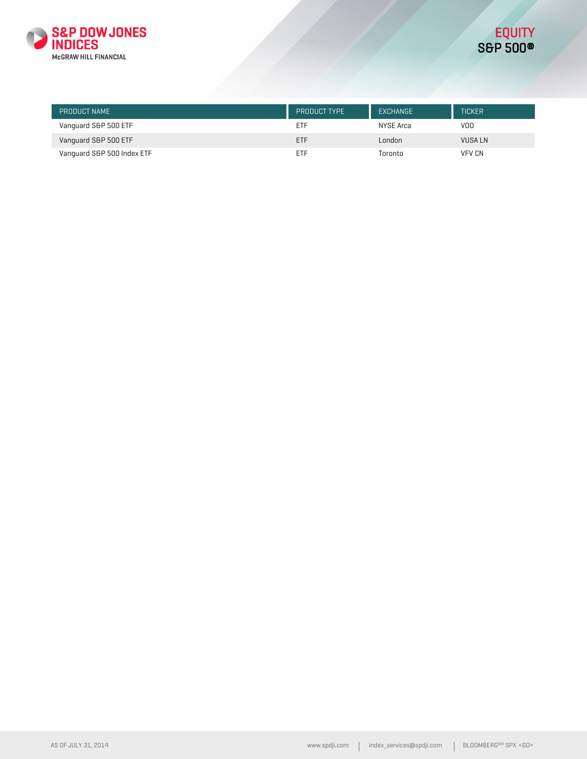| PRODUCT NAME | PRODUCT TYPE | EXCHANGE | TICKER |
|---|---|---|---|
| Vanguard S&P 500 ETF | ETF | NYSE Arca | VOO |
| Vanguard S&P 500 ETF | ETF | London | VUSA LN |
| Vanguard S&P 500 Index ETF | ETF | Toronto | VFV CN |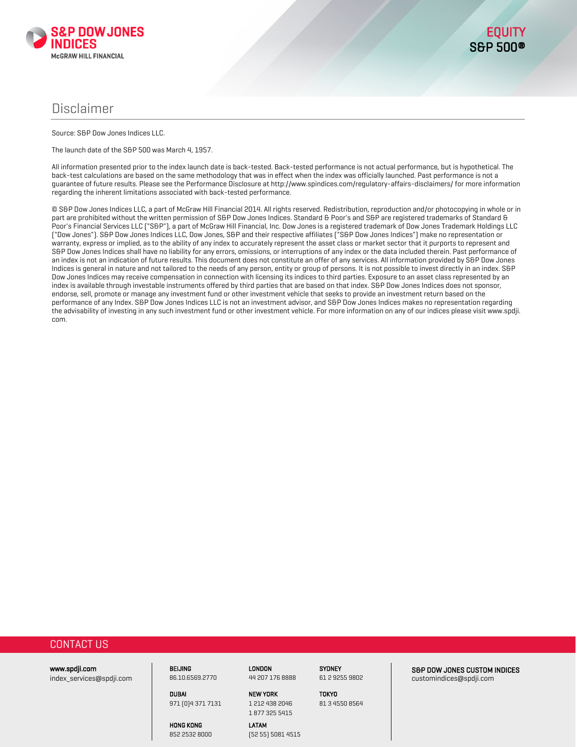# Disclaimer

Source: S&P Dow Jones Indices LLC.

The launch date of the S&P 500 was March 4, 1957.

All information presented prior to the index launch date is back-tested. Back-tested performance is not actual performance, but is hypothetical. The back-test calculations are based on the same methodology that was in effect when the index was officially launched. Past performance is not a guarantee of future results. Please see the Performance Disclosure at http://www.spindices.com/regulatory-affairs-disclaimers/ for more information regarding the inherent limitations associated with back-tested performance.

© S&P Dow Jones Indices LLC, a part of McGraw Hill Financial 2014. All rights reserved. Redistribution, reproduction and/or photocopying in whole or in part are prohibited without the written permission of S&P Dow Jones Indices. Standard & Poor's and S&P are registered trademarks of Standard & Poor's Financial Services LLC ("S&P"), a part of McGraw Hill Financial, Inc. Dow Jones is a registered trademark of Dow Jones Trademark Holdings LLC ("Dow Jones"). S&P Dow Jones Indices LLC, Dow Jones, S&P and their respective affiliates ("S&P Dow Jones Indices") make no representation or warranty, express or implied, as to the ability of any index to accurately represent the asset class or market sector that it purports to represent and S&P Dow Jones Indices shall have no liability for any errors, omissions, or interruptions of any index or the data included therein. Past performance of an index is not an indication of future results. This document does not constitute an offer of any services. All information provided by S&P Dow Jones Indices is general in nature and not tailored to the needs of any person, entity or group of persons. It is not possible to invest directly in an index. S&P Dow Jones Indices may receive compensation in connection with licensing its indices to third parties. Exposure to an asset class represented by an index is available through investable instruments offered by third parties that are based on that index. S&P Dow Jones Indices does not sponsor, endorse, sell, promote or manage any investment fund or other investment vehicle that seeks to provide an investment return based on the performance of any Index. S&P Dow Jones Indices LLC is not an investment advisor, and S&P Dow Jones Indices makes no representation regarding the advisability of investing in any such investment fund or other investment vehicle. For more information on any of our indices please visit www.spdji.com.

## CONTACT US

**www.spdji.com**
index_services@spdji.com

**BEIJING**
86.10.6569.2770

**DUBAI**
971 (0)4 371 7131

**HONG KONG**
852 2532 8000

**LONDON**
44 207 176 8888

**NEW YORK**
1 212 438 2046
1 877 325 5415

**LATAM**
(52 55) 5081 4515

**SYDNEY**
61 2 9255 9802

**TOKYO**
81 3 4550 8564

**S&P DOW JONES CUSTOM INDICES**
customindices@spdji.com